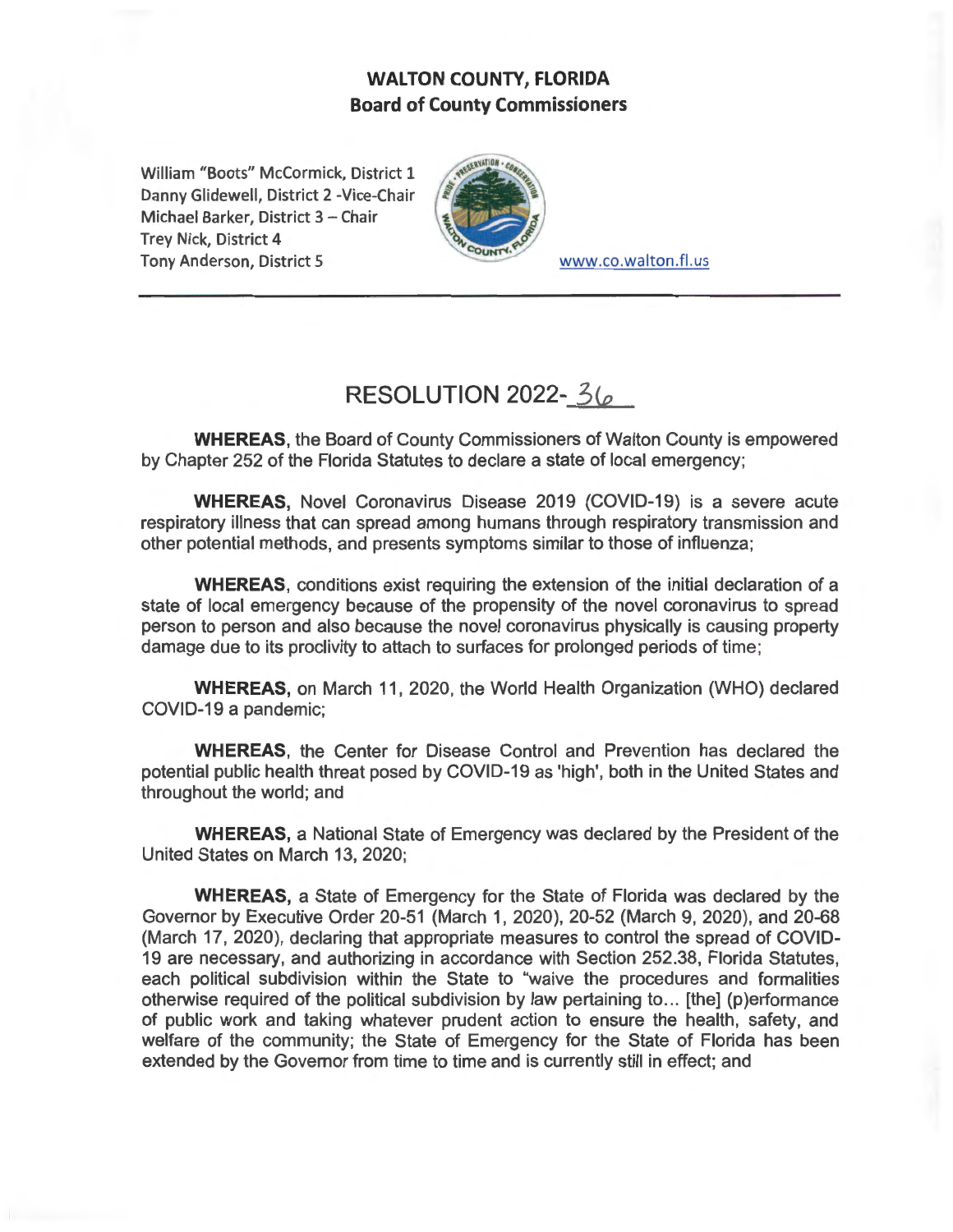# WALTON COUNTY, FLORIDA
## Board of County Commissioners

William "Boots" McCormick, District 1
Danny Glidewell, District 2 -Vice-Chair
Michael Barker, District 3 – Chair
Trey Nick, District 4
Tony Anderson, District 5

www.co.walton.fl.us

# RESOLUTION 2022-36

**WHEREAS**, the Board of County Commissioners of Walton County is empowered by Chapter 252 of the Florida Statutes to declare a state of local emergency;

**WHEREAS,** Novel Coronavirus Disease 2019 (COVID-19) is a severe acute respiratory illness that can spread among humans through respiratory transmission and other potential methods, and presents symptoms similar to those of influenza;

**WHEREAS**, conditions exist requiring the extension of the initial declaration of a state of local emergency because of the propensity of the novel coronavirus to spread person to person and also because the novel coronavirus physically is causing property damage due to its proclivity to attach to surfaces for prolonged periods of time;

**WHEREAS,** on March 11, 2020, the World Health Organization (WHO) declared COVID-19 a pandemic;

**WHEREAS**, the Center for Disease Control and Prevention has declared the potential public health threat posed by COVID-19 as 'high', both in the United States and throughout the world; and

**WHEREAS,** a National State of Emergency was declared by the President of the United States on March 13, 2020;

**WHEREAS,** a State of Emergency for the State of Florida was declared by the Governor by Executive Order 20-51 (March 1, 2020), 20-52 (March 9, 2020), and 20-68 (March 17, 2020), declaring that appropriate measures to control the spread of COVID-19 are necessary, and authorizing in accordance with Section 252.38, Florida Statutes, each political subdivision within the State to "waive the procedures and formalities otherwise required of the political subdivision by law pertaining to... [the] (p)erformance of public work and taking whatever prudent action to ensure the health, safety, and welfare of the community; the State of Emergency for the State of Florida has been extended by the Governor from time to time and is currently still in effect; and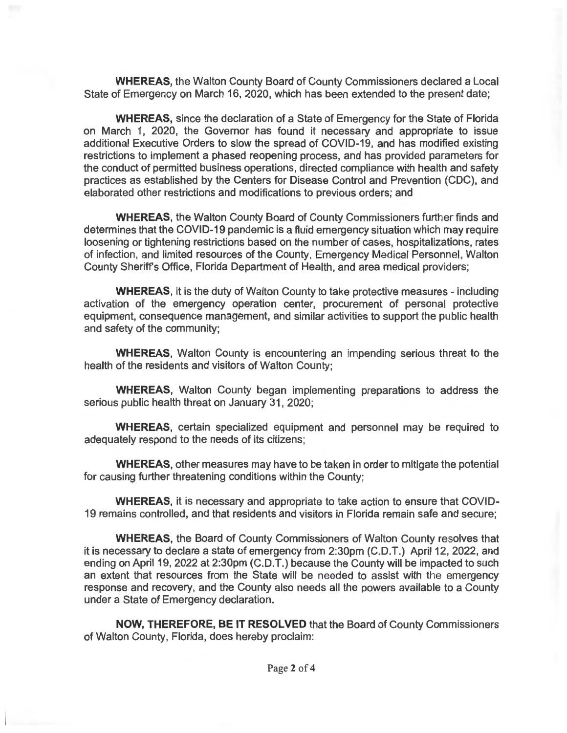**WHEREAS,** the Walton County Board of County Commissioners declared a Local State of Emergency on March 16, 2020, which has been extended to the present date;

**WHEREAS,** since the declaration of a State of Emergency for the State of Florida on March 1, 2020, the Governor has found it necessary and appropriate to issue additional Executive Orders to slow the spread of COVID-19, and has modified existing restrictions to implement a phased reopening process, and has provided parameters for the conduct of permitted business operations, directed compliance with health and safety practices as established by the Centers for Disease Control and Prevention (CDC), and elaborated other restrictions and modifications to previous orders; and

**WHEREAS,** the Walton County Board of County Commissioners further finds and determines that the COVID-19 pandemic is a fluid emergency situation which may require loosening or tightening restrictions based on the number of cases, hospitalizations, rates of infection, and limited resources of the County, Emergency Medical Personnel, Walton County Sheriff's Office, Florida Department of Health, and area medical providers;

**WHEREAS,** it is the duty of Walton County to take protective measures - including activation of the emergency operation center, procurement of personal protective equipment, consequence management, and similar activities to support the public health and safety of the community;

**WHEREAS,** Walton County is encountering an impending serious threat to the health of the residents and visitors of Walton County;

**WHEREAS,** Walton County began implementing preparations to address the serious public health threat on January 31, 2020;

**WHEREAS,** certain specialized equipment and personnel may be required to adequately respond to the needs of its citizens;

**WHEREAS,** other measures may have to be taken in order to mitigate the potential for causing further threatening conditions within the County;

**WHEREAS,** it is necessary and appropriate to take action to ensure that COVID-19 remains controlled, and that residents and visitors in Florida remain safe and secure;

**WHEREAS,** the Board of County Commissioners of Walton County resolves that it is necessary to declare a state of emergency from 2:30pm (C.D.T.) April 12, 2022, and ending on April 19, 2022 at 2:30pm (C.D.T.) because the County will be impacted to such an extent that resources from the State will be needed to assist with the emergency response and recovery, and the County also needs all the powers available to a County under a State of Emergency declaration.

**NOW, THEREFORE, BE IT RESOLVED** that the Board of County Commissioners of Walton County, Florida, does hereby proclaim: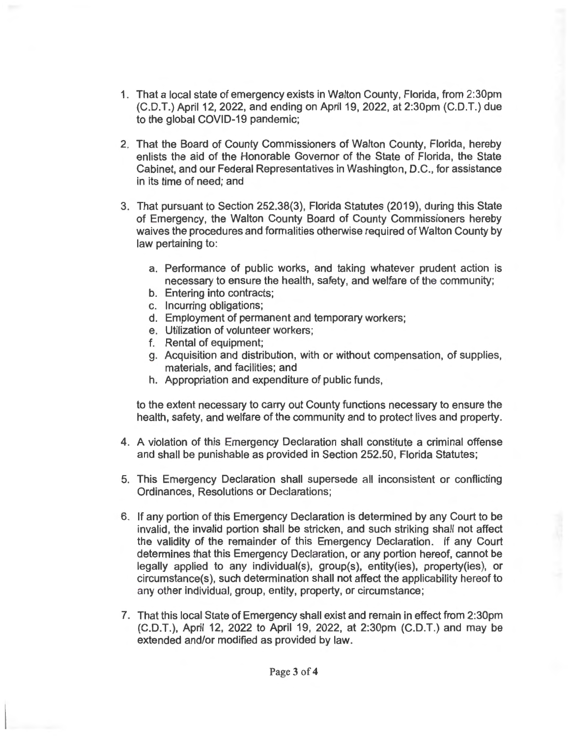1. That a local state of emergency exists in Walton County, Florida, from 2:30pm (C.D.T.) April 12, 2022, and ending on April 19, 2022, at 2:30pm (C.D.T.) due to the global COVID-19 pandemic;

2. That the Board of County Commissioners of Walton County, Florida, hereby enlists the aid of the Honorable Governor of the State of Florida, the State Cabinet, and our Federal Representatives in Washington, D.C., for assistance in its time of need; and

3. That pursuant to Section 252.38(3), Florida Statutes (2019), during this State of Emergency, the Walton County Board of County Commissioners hereby waives the procedures and formalities otherwise required of Walton County by law pertaining to:

   a. Performance of public works, and taking whatever prudent action is necessary to ensure the health, safety, and welfare of the community;
   b. Entering into contracts;
   c. Incurring obligations;
   d. Employment of permanent and temporary workers;
   e. Utilization of volunteer workers;
   f. Rental of equipment;
   g. Acquisition and distribution, with or without compensation, of supplies, materials, and facilities; and
   h. Appropriation and expenditure of public funds,

   to the extent necessary to carry out County functions necessary to ensure the health, safety, and welfare of the community and to protect lives and property.

4. A violation of this Emergency Declaration shall constitute a criminal offense and shall be punishable as provided in Section 252.50, Florida Statutes;

5. This Emergency Declaration shall supersede all inconsistent or conflicting Ordinances, Resolutions or Declarations;

6. If any portion of this Emergency Declaration is determined by any Court to be invalid, the invalid portion shall be stricken, and such striking shall not affect the validity of the remainder of this Emergency Declaration. If any Court determines that this Emergency Declaration, or any portion hereof, cannot be legally applied to any individual(s), group(s), entity(ies), property(ies), or circumstance(s), such determination shall not affect the applicability hereof to any other individual, group, entity, property, or circumstance;

7. That this local State of Emergency shall exist and remain in effect from 2:30pm (C.D.T.), April 12, 2022 to April 19, 2022, at 2:30pm (C.D.T.) and may be extended and/or modified as provided by law.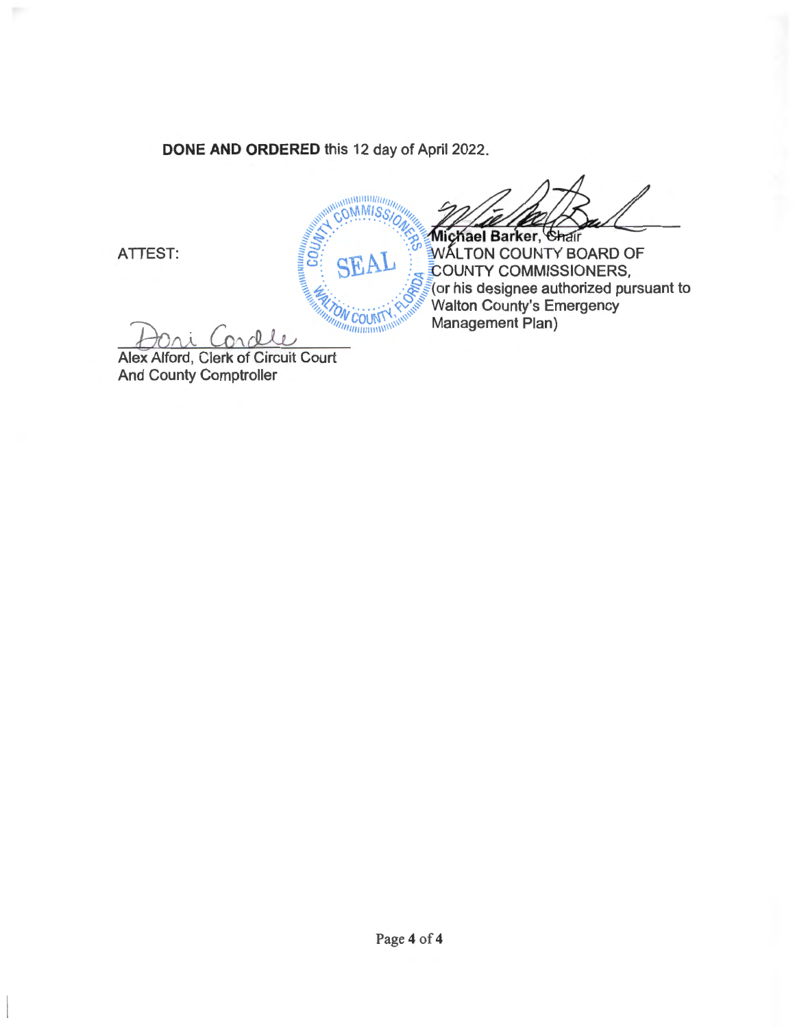**DONE AND ORDERED** this 12 day of April 2022.

ATTEST:

Alex Alford, Clerk of Circuit Court
And County Comptroller

SEAL
COUNTY COMMISSIONERS
WALTON COUNTY, FLORIDA

**Michael Barker**, Chair
WALTON COUNTY BOARD OF
COUNTY COMMISSIONERS,
(or his designee authorized pursuant to
Walton County's Emergency
Management Plan)